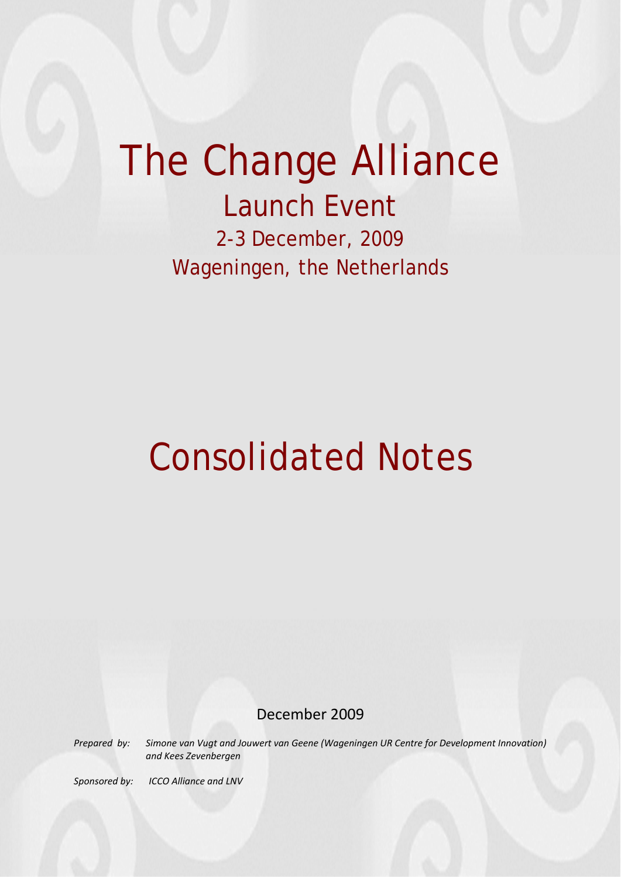# The Change Alliance

## Launch Event

2-3 December, 2009

Wageningen, the Netherlands

# Consolidated Notes

December 2009

*Prepared by: Simone van Vugt and Jouwert van Geene (Wageningen UR Centre for Development Innovation) and Kees Zevenbergen*

*Sponsored by: ICCO Alliance and LNV*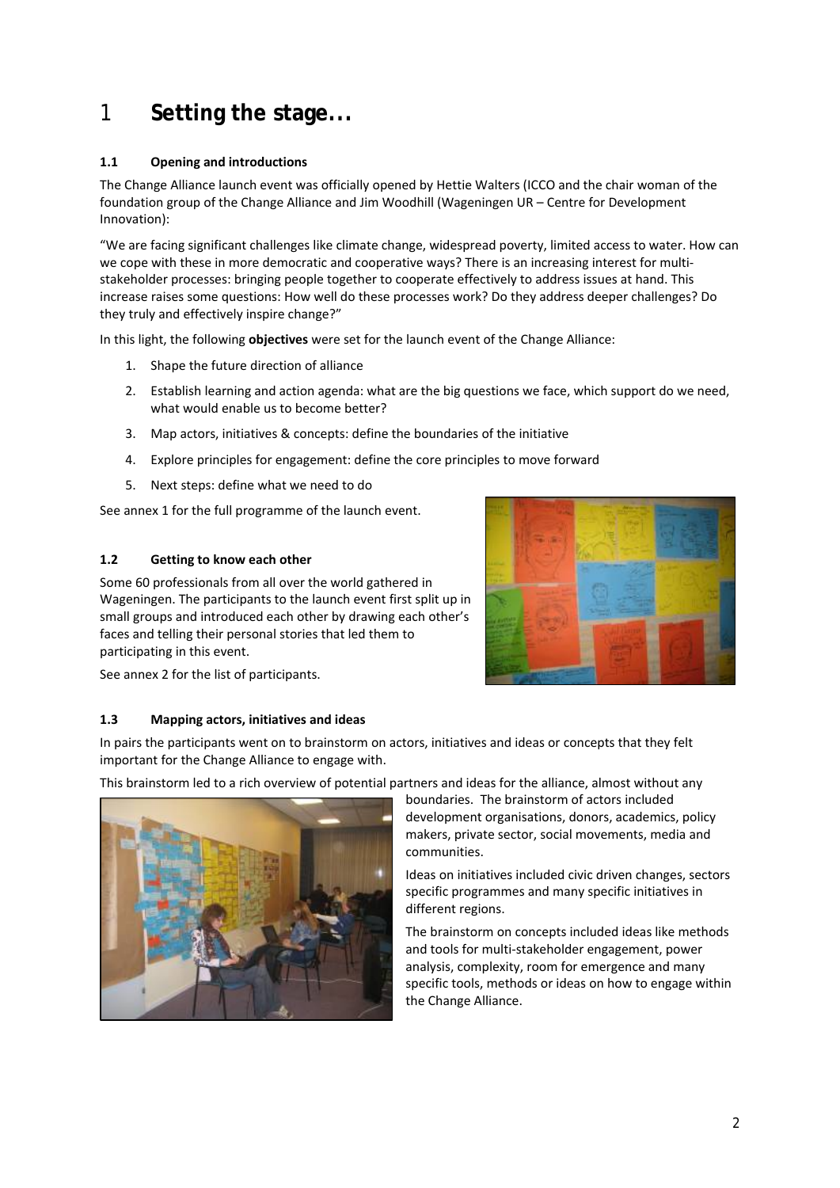# 1 Setting the stage...

### 1.1 Opening and introductions

The Change Alliance launch event was officially opened by Hettie Walters (ICCO and the chair woman of the foundation group of the Change Alliance and Jim Woodhill (Wageningen UR – Centre for Development Innovation):

"We are facing significant challenges like climate change, widespread poverty, limited access to water. How can we cope with these in more democratic and cooperative ways? There is an increasing interest for multi-stakeholder processes: bringing people together to cooperate effectively to address issues at hand. This increase raises some questions: How well do these processes work? Do they address deeper challenges? Do they truly and effectively inspire change?"

In this light, the following **objectives** were set for the launch event of the Change Alliance:

1. Shape the future direction of alliance
2. Establish learning and action agenda: what are the big questions we face, which support do we need, what would enable us to become better?
3. Map actors, initiatives & concepts: define the boundaries of the initiative
4. Explore principles for engagement: define the core principles to move forward
5. Next steps: define what we need to do

See annex 1 for the full programme of the launch event.

### 1.2 Getting to know each other

Some 60 professionals from all over the world gathered in Wageningen. The participants to the launch event first split up in small groups and introduced each other by drawing each other's faces and telling their personal stories that led them to participating in this event.

See annex 2 for the list of participants.

### 1.3 Mapping actors, initiatives and ideas

In pairs the participants went on to brainstorm on actors, initiatives and ideas or concepts that they felt important for the Change Alliance to engage with.

This brainstorm led to a rich overview of potential partners and ideas for the alliance, almost without any boundaries. The brainstorm of actors included development organisations, donors, academics, policy makers, private sector, social movements, media and communities.

Ideas on initiatives included civic driven changes, sectors specific programmes and many specific initiatives in different regions.

The brainstorm on concepts included ideas like methods and tools for multi-stakeholder engagement, power analysis, complexity, room for emergence and many specific tools, methods or ideas on how to engage within the Change Alliance.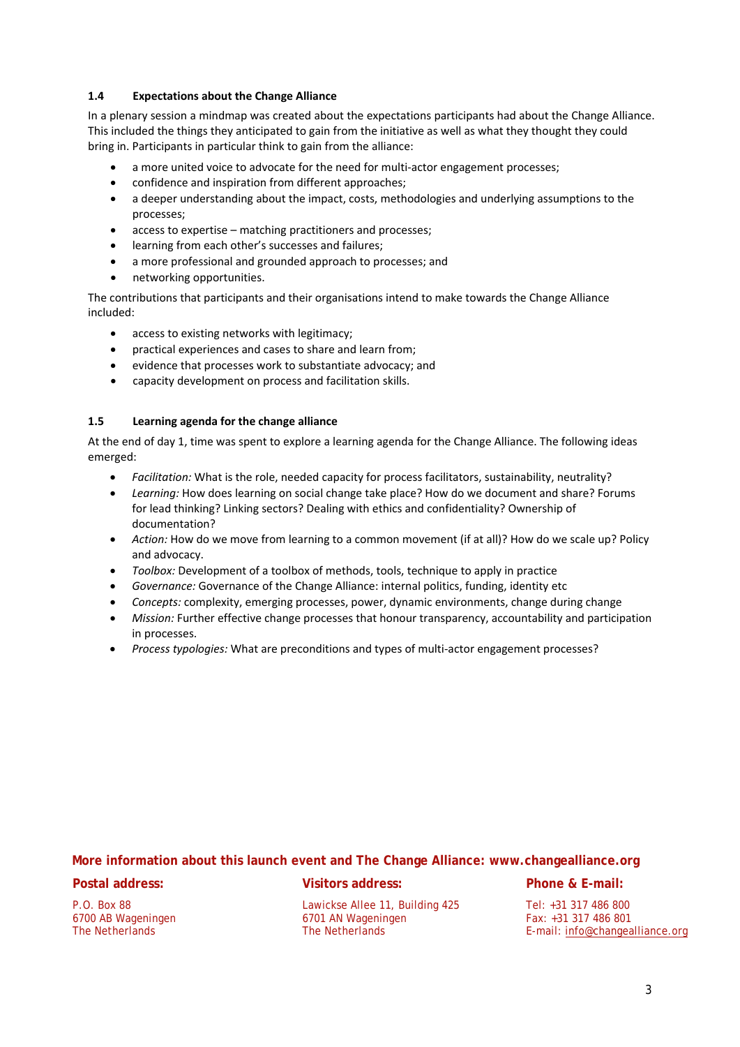### 1.4 Expectations about the Change Alliance

In a plenary session a mindmap was created about the expectations participants had about the Change Alliance. This included the things they anticipated to gain from the initiative as well as what they thought they could bring in. Participants in particular think to gain from the alliance:

- a more united voice to advocate for the need for multi-actor engagement processes;
- confidence and inspiration from different approaches;
- a deeper understanding about the impact, costs, methodologies and underlying assumptions to the processes;
- access to expertise – matching practitioners and processes;
- learning from each other's successes and failures;
- a more professional and grounded approach to processes; and
- networking opportunities.

The contributions that participants and their organisations intend to make towards the Change Alliance included:

- access to existing networks with legitimacy;
- practical experiences and cases to share and learn from;
- evidence that processes work to substantiate advocacy; and
- capacity development on process and facilitation skills.

### 1.5 Learning agenda for the change alliance

At the end of day 1, time was spent to explore a learning agenda for the Change Alliance. The following ideas emerged:

- *Facilitation:* What is the role, needed capacity for process facilitators, sustainability, neutrality?
- *Learning:* How does learning on social change take place? How do we document and share? Forums for lead thinking? Linking sectors? Dealing with ethics and confidentiality? Ownership of documentation?
- *Action:* How do we move from learning to a common movement (if at all)? How do we scale up? Policy and advocacy.
- *Toolbox:* Development of a toolbox of methods, tools, technique to apply in practice
- *Governance:* Governance of the Change Alliance: internal politics, funding, identity etc
- *Concepts:* complexity, emerging processes, power, dynamic environments, change during change
- *Mission:* Further effective change processes that honour transparency, accountability and participation in processes.
- *Process typologies:* What are preconditions and types of multi-actor engagement processes?

**More information about this launch event and The Change Alliance: www.changealliance.org**

**Postal address:**
P.O. Box 88
6700 AB Wageningen
The Netherlands

**Visitors address:**
Lawickse Allee 11, Building 425
6701 AN Wageningen
The Netherlands

**Phone & E-mail:**
Tel: +31 317 486 800
Fax: +31 317 486 801
E-mail: info@changealliance.org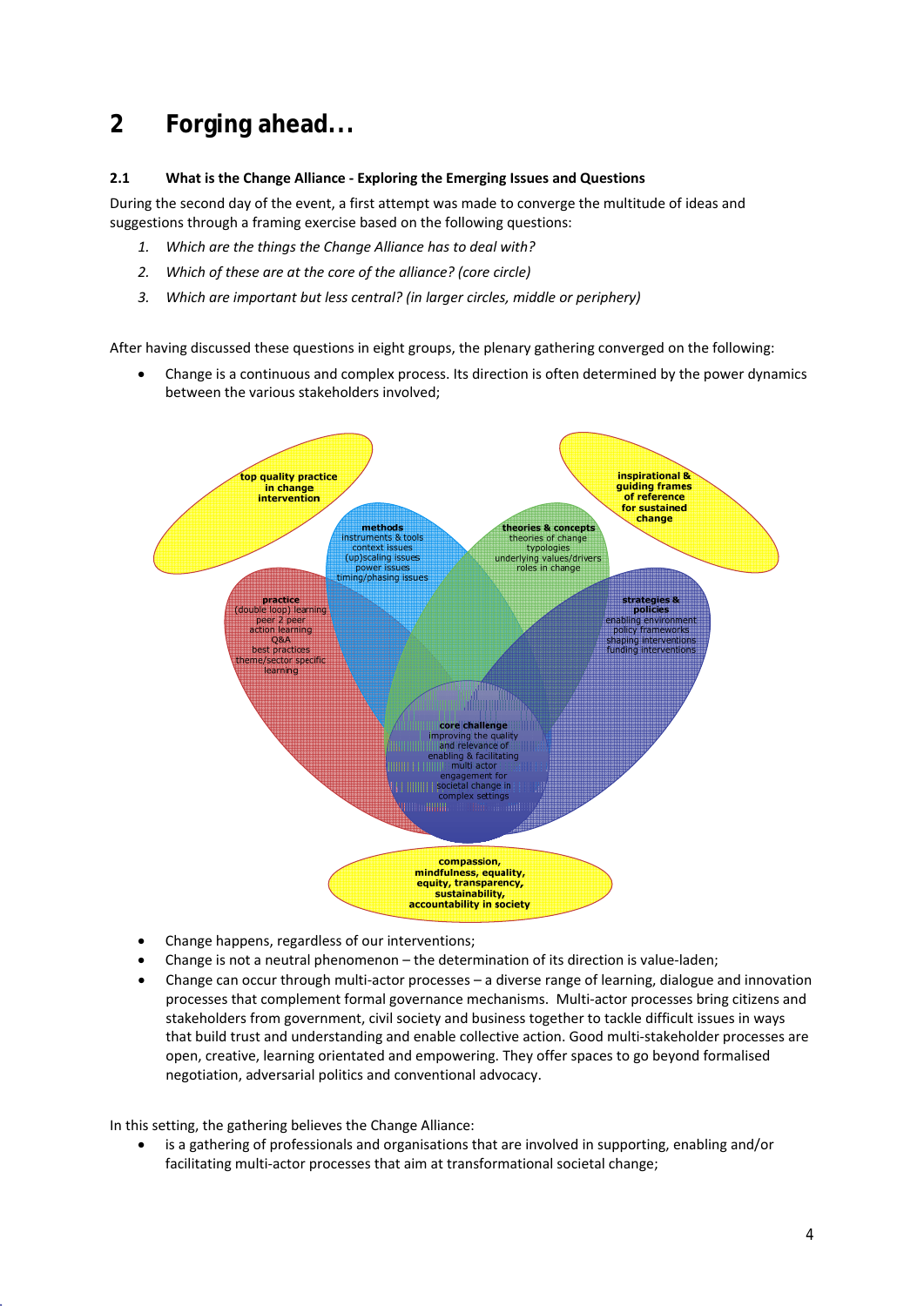# 2 Forging ahead…

## 2.1 What is the Change Alliance - Exploring the Emerging Issues and Questions

During the second day of the event, a first attempt was made to converge the multitude of ideas and suggestions through a framing exercise based on the following questions:

1. *Which are the things the Change Alliance has to deal with?*
2. *Which of these are at the core of the alliance? (core circle)*
3. *Which are important but less central? (in larger circles, middle or periphery)*

After having discussed these questions in eight groups, the plenary gathering converged on the following:

- Change is a continuous and complex process. Its direction is often determined by the power dynamics between the various stakeholders involved;

**top quality practice in change intervention**

**inspirational & guiding frames of reference for sustained change**

**methods**
instruments & tools
context issues
(up)scaling issues
power issues
timing/phasing issues

**theories & concepts**
theories of change
typologies
underlying values/drivers
roles in change

**practice**
(double loop) learning
peer 2 peer
action learning
Q&A
best practices
theme/sector specific learning

**strategies & policies**
enabling environment
policy frameworks
shaping interventions
funding interventions

**core challenge**
improving the quality and relevance of enabling & facilitating multi actor engagement for societal change in complex settings

**compassion, mindfulness, equality, equity, transparency, sustainability, accountability in society**

- Change happens, regardless of our interventions;
- Change is not a neutral phenomenon – the determination of its direction is value-laden;
- Change can occur through multi-actor processes – a diverse range of learning, dialogue and innovation processes that complement formal governance mechanisms. Multi-actor processes bring citizens and stakeholders from government, civil society and business together to tackle difficult issues in ways that build trust and understanding and enable collective action. Good multi-stakeholder processes are open, creative, learning orientated and empowering. They offer spaces to go beyond formalised negotiation, adversarial politics and conventional advocacy.

In this setting, the gathering believes the Change Alliance:

- is a gathering of professionals and organisations that are involved in supporting, enabling and/or facilitating multi-actor processes that aim at transformational societal change;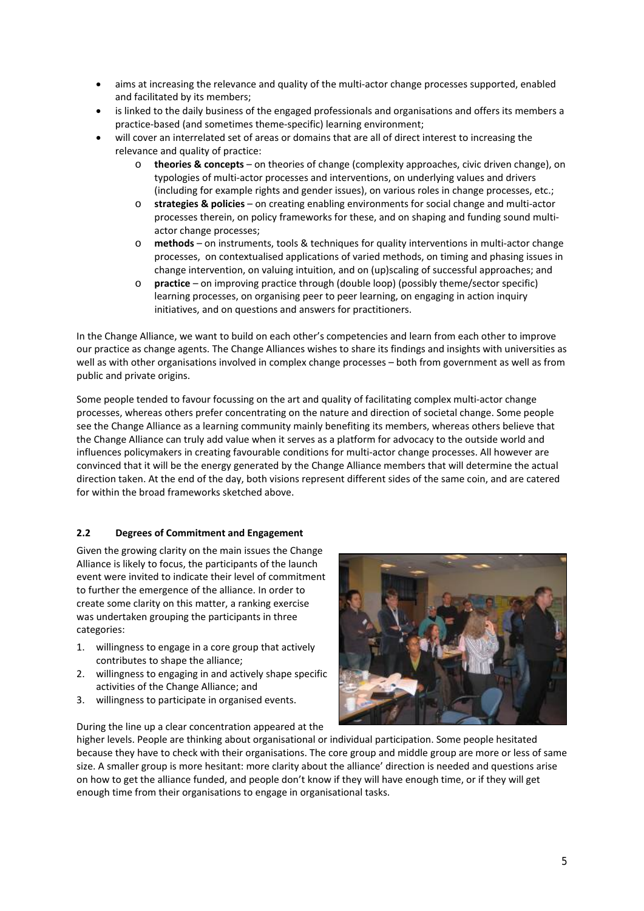- aims at increasing the relevance and quality of the multi-actor change processes supported, enabled and facilitated by its members;
- is linked to the daily business of the engaged professionals and organisations and offers its members a practice-based (and sometimes theme-specific) learning environment;
- will cover an interrelated set of areas or domains that are all of direct interest to increasing the relevance and quality of practice:
  - **theories & concepts** – on theories of change (complexity approaches, civic driven change), on typologies of multi-actor processes and interventions, on underlying values and drivers (including for example rights and gender issues), on various roles in change processes, etc.;
  - **strategies & policies** – on creating enabling environments for social change and multi-actor processes therein, on policy frameworks for these, and on shaping and funding sound multi-actor change processes;
  - **methods** – on instruments, tools & techniques for quality interventions in multi-actor change processes, on contextualised applications of varied methods, on timing and phasing issues in change intervention, on valuing intuition, and on (up)scaling of successful approaches; and
  - **practice** – on improving practice through (double loop) (possibly theme/sector specific) learning processes, on organising peer to peer learning, on engaging in action inquiry initiatives, and on questions and answers for practitioners.

In the Change Alliance, we want to build on each other's competencies and learn from each other to improve our practice as change agents. The Change Alliances wishes to share its findings and insights with universities as well as with other organisations involved in complex change processes – both from government as well as from public and private origins.

Some people tended to favour focussing on the art and quality of facilitating complex multi-actor change processes, whereas others prefer concentrating on the nature and direction of societal change. Some people see the Change Alliance as a learning community mainly benefiting its members, whereas others believe that the Change Alliance can truly add value when it serves as a platform for advocacy to the outside world and influences policymakers in creating favourable conditions for multi-actor change processes. All however are convinced that it will be the energy generated by the Change Alliance members that will determine the actual direction taken. At the end of the day, both visions represent different sides of the same coin, and are catered for within the broad frameworks sketched above.

## 2.2 Degrees of Commitment and Engagement

Given the growing clarity on the main issues the Change Alliance is likely to focus, the participants of the launch event were invited to indicate their level of commitment to further the emergence of the alliance. In order to create some clarity on this matter, a ranking exercise was undertaken grouping the participants in three categories:

1. willingness to engage in a core group that actively contributes to shape the alliance;
2. willingness to engaging in and actively shape specific activities of the Change Alliance; and
3. willingness to participate in organised events.

During the line up a clear concentration appeared at the higher levels. People are thinking about organisational or individual participation. Some people hesitated because they have to check with their organisations. The core group and middle group are more or less of same size. A smaller group is more hesitant: more clarity about the alliance' direction is needed and questions arise on how to get the alliance funded, and people don't know if they will have enough time, or if they will get enough time from their organisations to engage in organisational tasks.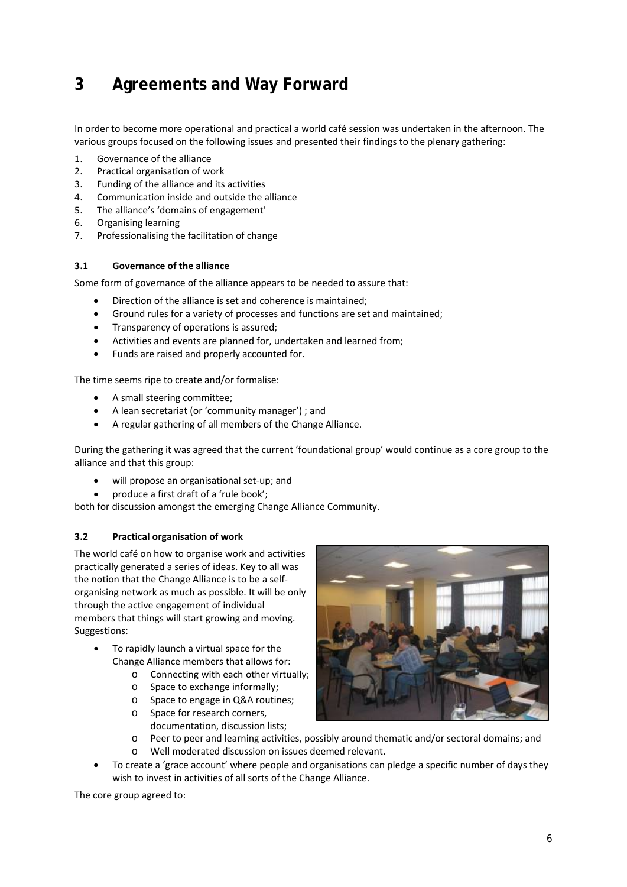# 3 Agreements and Way Forward

In order to become more operational and practical a world café session was undertaken in the afternoon. The various groups focused on the following issues and presented their findings to the plenary gathering:

1. Governance of the alliance
2. Practical organisation of work
3. Funding of the alliance and its activities
4. Communication inside and outside the alliance
5. The alliance's 'domains of engagement'
6. Organising learning
7. Professionalising the facilitation of change

### 3.1 Governance of the alliance

Some form of governance of the alliance appears to be needed to assure that:

- Direction of the alliance is set and coherence is maintained;
- Ground rules for a variety of processes and functions are set and maintained;
- Transparency of operations is assured;
- Activities and events are planned for, undertaken and learned from;
- Funds are raised and properly accounted for.

The time seems ripe to create and/or formalise:

- A small steering committee;
- A lean secretariat (or 'community manager') ; and
- A regular gathering of all members of the Change Alliance.

During the gathering it was agreed that the current 'foundational group' would continue as a core group to the alliance and that this group:

- will propose an organisational set-up; and
- produce a first draft of a 'rule book';

both for discussion amongst the emerging Change Alliance Community.

### 3.2 Practical organisation of work

The world café on how to organise work and activities practically generated a series of ideas. Key to all was the notion that the Change Alliance is to be a self-organising network as much as possible. It will be only through the active engagement of individual members that things will start growing and moving. Suggestions:

- To rapidly launch a virtual space for the Change Alliance members that allows for:
  - Connecting with each other virtually;
  - Space to exchange informally;
  - Space to engage in Q&A routines;
  - Space for research corners, documentation, discussion lists;
  - Peer to peer and learning activities, possibly around thematic and/or sectoral domains; and
  - Well moderated discussion on issues deemed relevant.
- To create a 'grace account' where people and organisations can pledge a specific number of days they wish to invest in activities of all sorts of the Change Alliance.

The core group agreed to: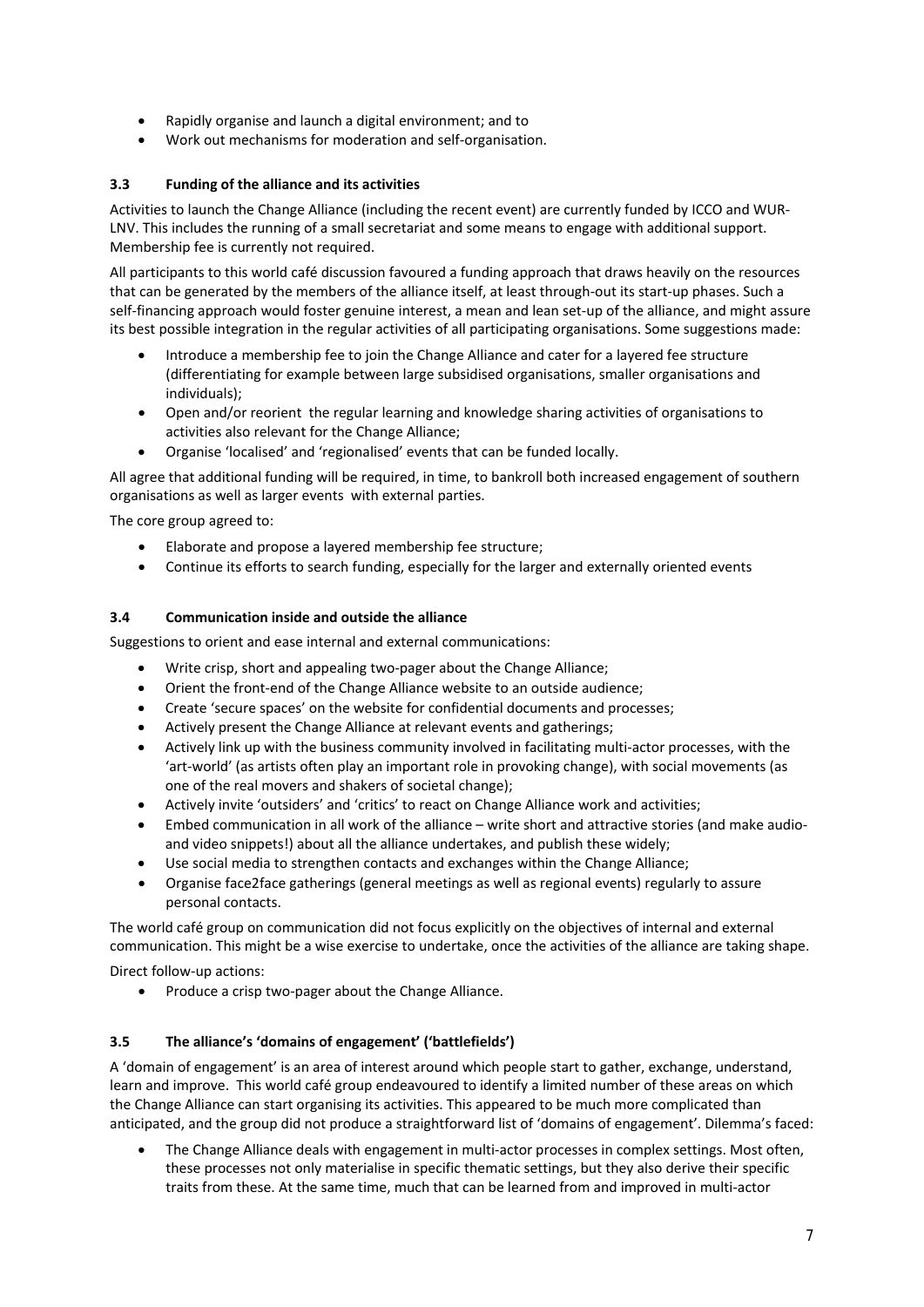- Rapidly organise and launch a digital environment; and to
- Work out mechanisms for moderation and self-organisation.

### 3.3 Funding of the alliance and its activities

Activities to launch the Change Alliance (including the recent event) are currently funded by ICCO and WUR-LNV. This includes the running of a small secretariat and some means to engage with additional support. Membership fee is currently not required.

All participants to this world café discussion favoured a funding approach that draws heavily on the resources that can be generated by the members of the alliance itself, at least through-out its start-up phases. Such a self-financing approach would foster genuine interest, a mean and lean set-up of the alliance, and might assure its best possible integration in the regular activities of all participating organisations. Some suggestions made:

- Introduce a membership fee to join the Change Alliance and cater for a layered fee structure (differentiating for example between large subsidised organisations, smaller organisations and individuals);
- Open and/or reorient the regular learning and knowledge sharing activities of organisations to activities also relevant for the Change Alliance;
- Organise 'localised' and 'regionalised' events that can be funded locally.

All agree that additional funding will be required, in time, to bankroll both increased engagement of southern organisations as well as larger events with external parties.

The core group agreed to:

- Elaborate and propose a layered membership fee structure;
- Continue its efforts to search funding, especially for the larger and externally oriented events

### 3.4 Communication inside and outside the alliance

Suggestions to orient and ease internal and external communications:

- Write crisp, short and appealing two-pager about the Change Alliance;
- Orient the front-end of the Change Alliance website to an outside audience;
- Create 'secure spaces' on the website for confidential documents and processes;
- Actively present the Change Alliance at relevant events and gatherings;
- Actively link up with the business community involved in facilitating multi-actor processes, with the 'art-world' (as artists often play an important role in provoking change), with social movements (as one of the real movers and shakers of societal change);
- Actively invite 'outsiders' and 'critics' to react on Change Alliance work and activities;
- Embed communication in all work of the alliance – write short and attractive stories (and make audio- and video snippets!) about all the alliance undertakes, and publish these widely;
- Use social media to strengthen contacts and exchanges within the Change Alliance;
- Organise face2face gatherings (general meetings as well as regional events) regularly to assure personal contacts.

The world café group on communication did not focus explicitly on the objectives of internal and external communication. This might be a wise exercise to undertake, once the activities of the alliance are taking shape.

Direct follow-up actions:

- Produce a crisp two-pager about the Change Alliance.

### 3.5 The alliance's 'domains of engagement' ('battlefields')

A 'domain of engagement' is an area of interest around which people start to gather, exchange, understand, learn and improve. This world café group endeavoured to identify a limited number of these areas on which the Change Alliance can start organising its activities. This appeared to be much more complicated than anticipated, and the group did not produce a straightforward list of 'domains of engagement'. Dilemma's faced:

- The Change Alliance deals with engagement in multi-actor processes in complex settings. Most often, these processes not only materialise in specific thematic settings, but they also derive their specific traits from these. At the same time, much that can be learned from and improved in multi-actor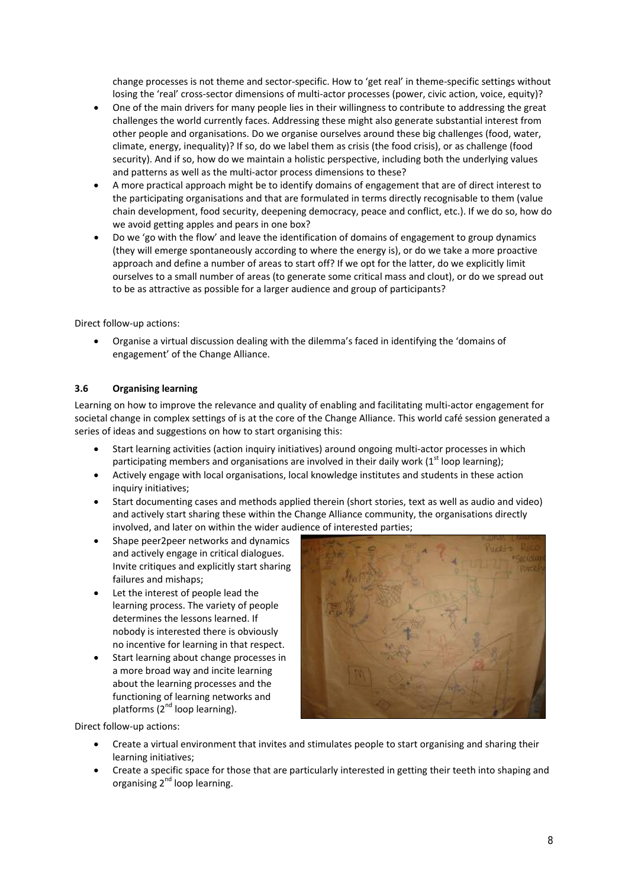change processes is not theme and sector-specific. How to 'get real' in theme-specific settings without losing the 'real' cross-sector dimensions of multi-actor processes (power, civic action, voice, equity)?

- One of the main drivers for many people lies in their willingness to contribute to addressing the great challenges the world currently faces. Addressing these might also generate substantial interest from other people and organisations. Do we organise ourselves around these big challenges (food, water, climate, energy, inequality)? If so, do we label them as crisis (the food crisis), or as challenge (food security). And if so, how do we maintain a holistic perspective, including both the underlying values and patterns as well as the multi-actor process dimensions to these?
- A more practical approach might be to identify domains of engagement that are of direct interest to the participating organisations and that are formulated in terms directly recognisable to them (value chain development, food security, deepening democracy, peace and conflict, etc.). If we do so, how do we avoid getting apples and pears in one box?
- Do we 'go with the flow' and leave the identification of domains of engagement to group dynamics (they will emerge spontaneously according to where the energy is), or do we take a more proactive approach and define a number of areas to start off? If we opt for the latter, do we explicitly limit ourselves to a small number of areas (to generate some critical mass and clout), or do we spread out to be as attractive as possible for a larger audience and group of participants?

Direct follow-up actions:

- Organise a virtual discussion dealing with the dilemma's faced in identifying the 'domains of engagement' of the Change Alliance.

### 3.6 Organising learning

Learning on how to improve the relevance and quality of enabling and facilitating multi-actor engagement for societal change in complex settings of is at the core of the Change Alliance. This world café session generated a series of ideas and suggestions on how to start organising this:

- Start learning activities (action inquiry initiatives) around ongoing multi-actor processes in which participating members and organisations are involved in their daily work (1st loop learning);
- Actively engage with local organisations, local knowledge institutes and students in these action inquiry initiatives;
- Start documenting cases and methods applied therein (short stories, text as well as audio and video) and actively start sharing these within the Change Alliance community, the organisations directly involved, and later on within the wider audience of interested parties;
- Shape peer2peer networks and dynamics and actively engage in critical dialogues. Invite critiques and explicitly start sharing failures and mishaps;
- Let the interest of people lead the learning process. The variety of people determines the lessons learned. If nobody is interested there is obviously no incentive for learning in that respect.
- Start learning about change processes in a more broad way and incite learning about the learning processes and the functioning of learning networks and platforms (2nd loop learning).

Direct follow-up actions:

- Create a virtual environment that invites and stimulates people to start organising and sharing their learning initiatives;
- Create a specific space for those that are particularly interested in getting their teeth into shaping and organising 2nd loop learning.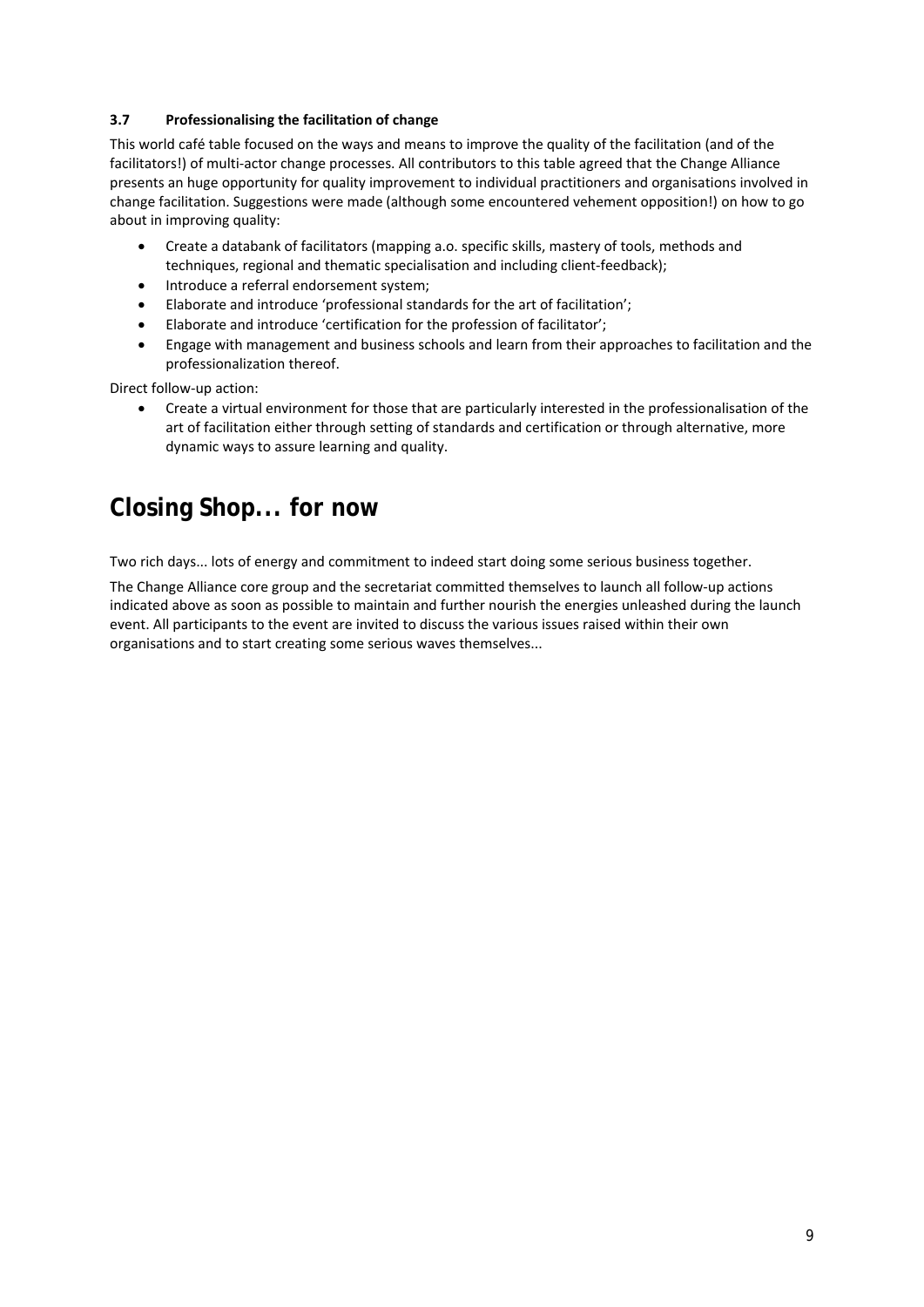### 3.7 Professionalising the facilitation of change

This world café table focused on the ways and means to improve the quality of the facilitation (and of the facilitators!) of multi-actor change processes. All contributors to this table agreed that the Change Alliance presents an huge opportunity for quality improvement to individual practitioners and organisations involved in change facilitation. Suggestions were made (although some encountered vehement opposition!) on how to go about in improving quality:

- Create a databank of facilitators (mapping a.o. specific skills, mastery of tools, methods and techniques, regional and thematic specialisation and including client-feedback);
- Introduce a referral endorsement system;
- Elaborate and introduce 'professional standards for the art of facilitation';
- Elaborate and introduce 'certification for the profession of facilitator';
- Engage with management and business schools and learn from their approaches to facilitation and the professionalization thereof.

Direct follow-up action:

- Create a virtual environment for those that are particularly interested in the professionalisation of the art of facilitation either through setting of standards and certification or through alternative, more dynamic ways to assure learning and quality.

# Closing Shop... for now

Two rich days... lots of energy and commitment to indeed start doing some serious business together.

The Change Alliance core group and the secretariat committed themselves to launch all follow-up actions indicated above as soon as possible to maintain and further nourish the energies unleashed during the launch event. All participants to the event are invited to discuss the various issues raised within their own organisations and to start creating some serious waves themselves...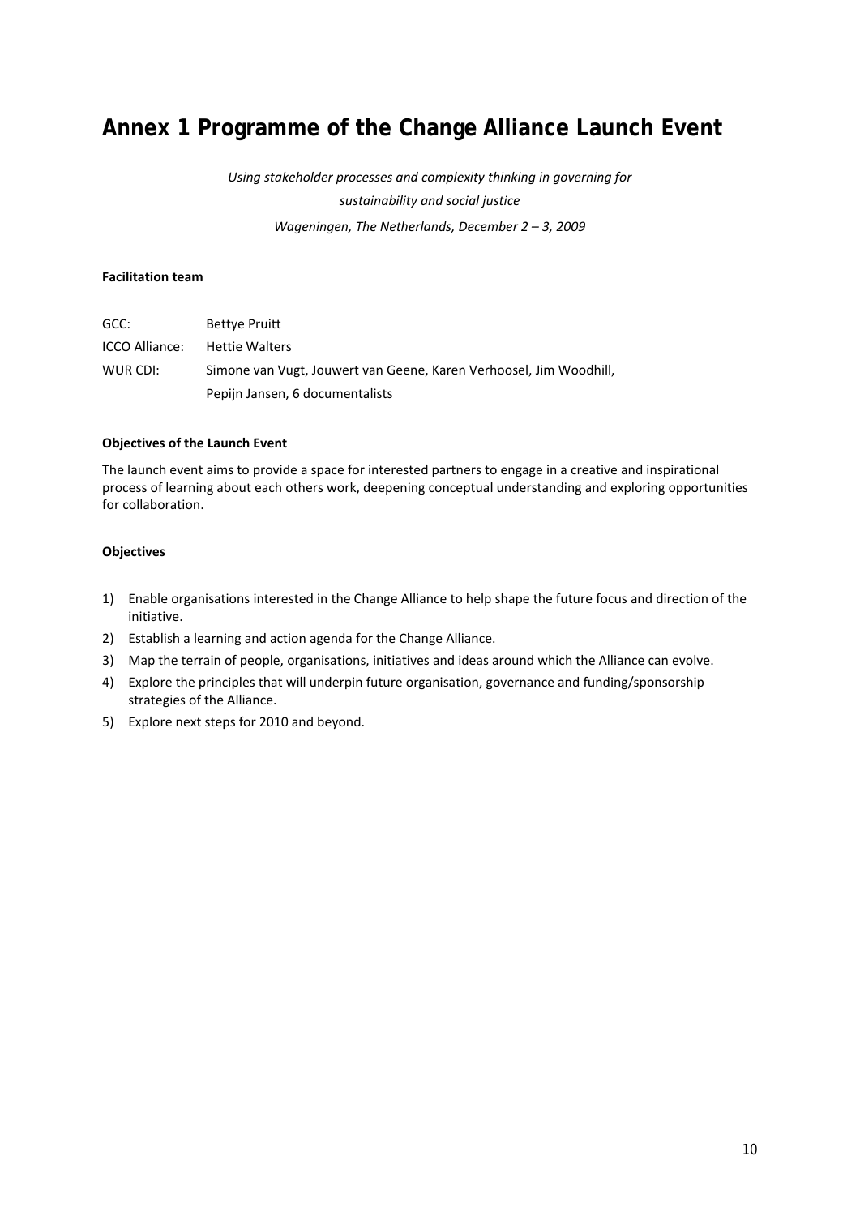# Annex 1 Programme of the Change Alliance Launch Event

*Using stakeholder processes and complexity thinking in governing for sustainability and social justice*

*Wageningen, The Netherlands, December 2 – 3, 2009*

**Facilitation team**

| | |
|---|---|
| GCC: | Bettye Pruitt |
| ICCO Alliance: | Hettie Walters |
| WUR CDI: | Simone van Vugt, Jouwert van Geene, Karen Verhoosel, Jim Woodhill, Pepijn Jansen, 6 documentalists |

**Objectives of the Launch Event**

The launch event aims to provide a space for interested partners to engage in a creative and inspirational process of learning about each others work, deepening conceptual understanding and exploring opportunities for collaboration.

**Objectives**

1) Enable organisations interested in the Change Alliance to help shape the future focus and direction of the initiative.
2) Establish a learning and action agenda for the Change Alliance.
3) Map the terrain of people, organisations, initiatives and ideas around which the Alliance can evolve.
4) Explore the principles that will underpin future organisation, governance and funding/sponsorship strategies of the Alliance.
5) Explore next steps for 2010 and beyond.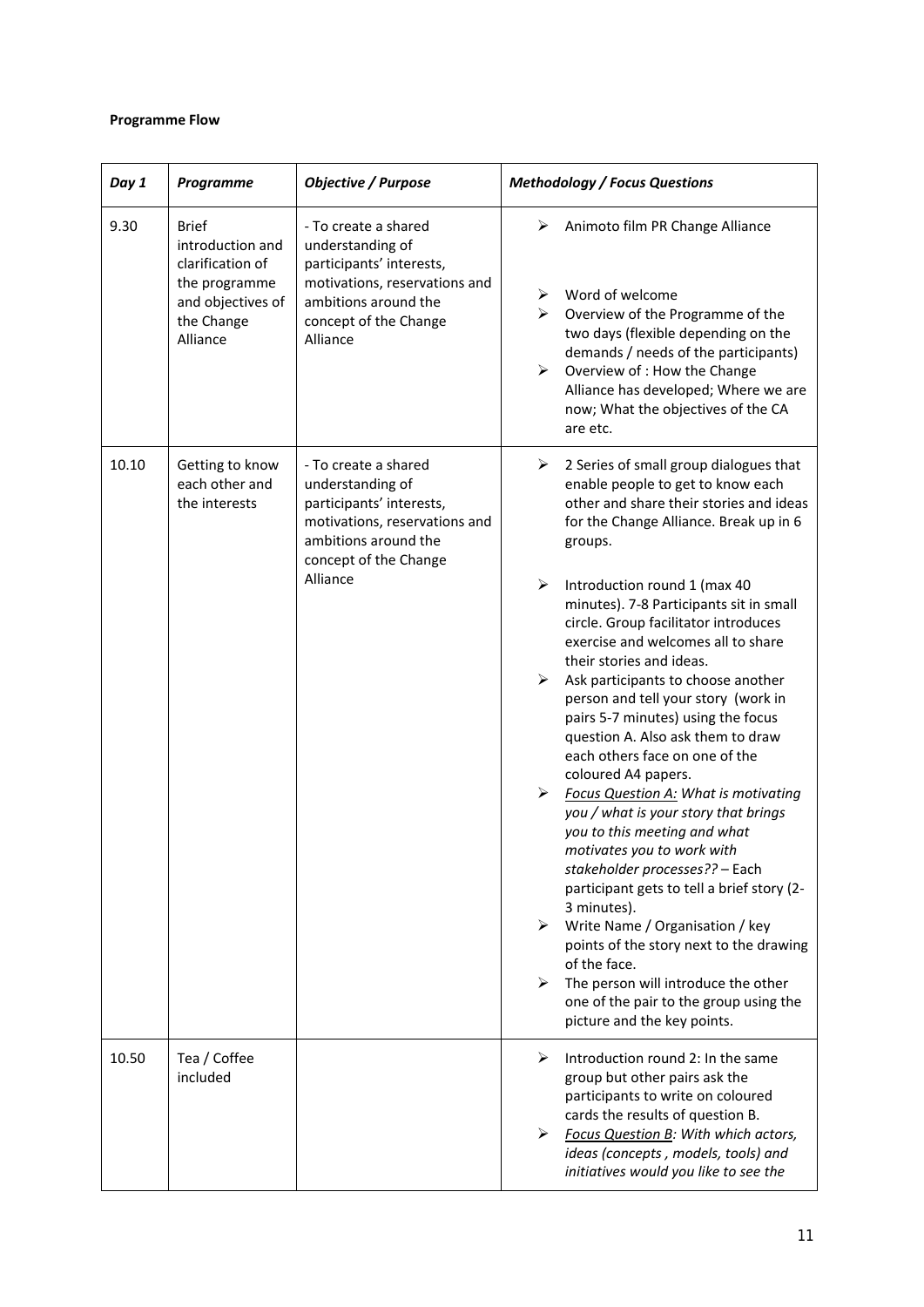**Programme Flow**

| *Day 1* | *Programme* | *Objective / Purpose* | *Methodology / Focus Questions* |
|---|---|---|---|
| 9.30 | Brief introduction and clarification of the programme and objectives of the Change Alliance | - To create a shared understanding of participants' interests, motivations, reservations and ambitions around the concept of the Change Alliance | ➢ Animoto film PR Change Alliance<br><br>➢ Word of welcome<br>➢ Overview of the Programme of the two days (flexible depending on the demands / needs of the participants)<br>➢ Overview of : How the Change Alliance has developed; Where we are now; What the objectives of the CA are etc. |
| 10.10 | Getting to know each other and the interests | - To create a shared understanding of participants' interests, motivations, reservations and ambitions around the concept of the Change Alliance | ➢ 2 Series of small group dialogues that enable people to get to know each other and share their stories and ideas for the Change Alliance. Break up in 6 groups.<br><br>➢ Introduction round 1 (max 40 minutes). 7-8 Participants sit in small circle. Group facilitator introduces exercise and welcomes all to share their stories and ideas.<br>➢ Ask participants to choose another person and tell your story (work in pairs 5-7 minutes) using the focus question A. Also ask them to draw each others face on one of the coloured A4 papers.<br>➢ <u>*Focus Question A:*</u> *What is motivating you / what is your story that brings you to this meeting and what motivates you to work with stakeholder processes??* – Each participant gets to tell a brief story (2-3 minutes).<br>➢ Write Name / Organisation / key points of the story next to the drawing of the face.<br>➢ The person will introduce the other one of the pair to the group using the picture and the key points. |
| 10.50 | Tea / Coffee included | | ➢ Introduction round 2: In the same group but other pairs ask the participants to write on coloured cards the results of question B.<br>➢ <u>*Focus Question B*</u>*: With which actors, ideas (concepts , models, tools) and initiatives would you like to see the* |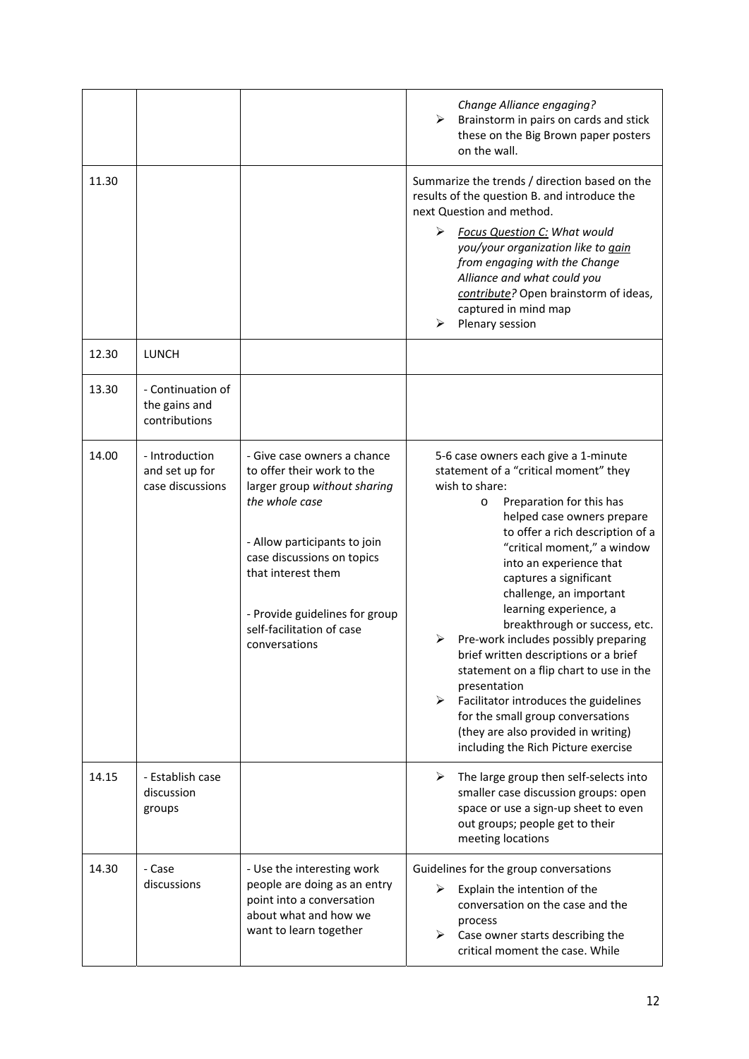| | | | |
|---|---|---|---|
| | | | *Change Alliance engaging?*<br>➢ Brainstorm in pairs on cards and stick these on the Big Brown paper posters on the wall. |
| 11.30 | | | Summarize the trends / direction based on the results of the question B. and introduce the next Question and method.<br>➢ *Focus Question C: What would you/your organization like to gain from engaging with the Change Alliance and what could you contribute?* Open brainstorm of ideas, captured in mind map<br>➢ Plenary session |
| 12.30 | LUNCH | | |
| 13.30 | - Continuation of the gains and contributions | | |
| 14.00 | - Introduction and set up for case discussions | - Give case owners a chance to offer their work to the larger group *without sharing the whole case*<br><br>- Allow participants to join case discussions on topics that interest them<br><br>- Provide guidelines for group self-facilitation of case conversations | 5-6 case owners each give a 1-minute statement of a "critical moment" they wish to share:<br>o Preparation for this has helped case owners prepare to offer a rich description of a "critical moment," a window into an experience that captures a significant challenge, an important learning experience, a breakthrough or success, etc.<br>➢ Pre-work includes possibly preparing brief written descriptions or a brief statement on a flip chart to use in the presentation<br>➢ Facilitator introduces the guidelines for the small group conversations (they are also provided in writing) including the Rich Picture exercise |
| 14.15 | - Establish case discussion groups | | ➢ The large group then self-selects into smaller case discussion groups: open space or use a sign-up sheet to even out groups; people get to their meeting locations |
| 14.30 | - Case discussions | - Use the interesting work people are doing as an entry point into a conversation about what and how we want to learn together | Guidelines for the group conversations<br>➢ Explain the intention of the conversation on the case and the process<br>➢ Case owner starts describing the critical moment the case. While |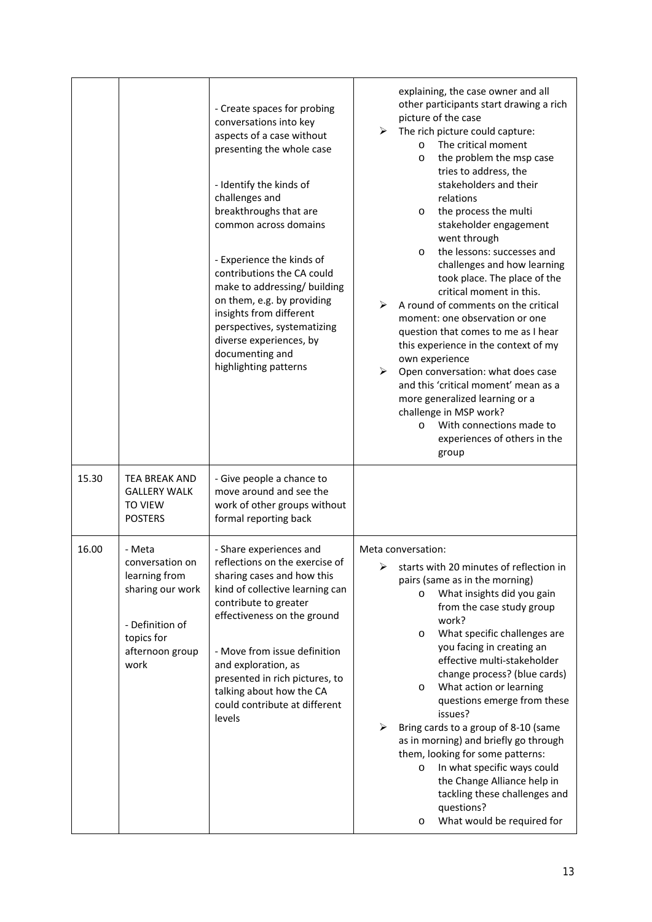| | | | |
|---|---|---|---|
| | | - Create spaces for probing conversations into key aspects of a case without presenting the whole case<br><br>- Identify the kinds of challenges and breakthroughs that are common across domains<br><br>- Experience the kinds of contributions the CA could make to addressing/ building on them, e.g. by providing insights from different perspectives, systematizing diverse experiences, by documenting and highlighting patterns | explaining, the case owner and all other participants start drawing a rich picture of the case<br>➢ The rich picture could capture:<br>o The critical moment<br>o the problem the msp case tries to address, the stakeholders and their relations<br>o the process the multi stakeholder engagement went through<br>o the lessons: successes and challenges and how learning took place. The place of the critical moment in this.<br>➢ A round of comments on the critical moment: one observation or one question that comes to me as I hear this experience in the context of my own experience<br>➢ Open conversation: what does case and this 'critical moment' mean as a more generalized learning or a challenge in MSP work?<br>o With connections made to experiences of others in the group |
| 15.30 | TEA BREAK AND GALLERY WALK TO VIEW POSTERS | - Give people a chance to move around and see the work of other groups without formal reporting back | |
| 16.00 | - Meta conversation on learning from sharing our work<br><br>- Definition of topics for afternoon group work | - Share experiences and reflections on the exercise of sharing cases and how this kind of collective learning can contribute to greater effectiveness on the ground<br><br>- Move from issue definition and exploration, as presented in rich pictures, to talking about how the CA could contribute at different levels | Meta conversation:<br>➢ starts with 20 minutes of reflection in pairs (same as in the morning)<br>o What insights did you gain from the case study group work?<br>o What specific challenges are you facing in creating an effective multi-stakeholder change process? (blue cards)<br>o What action or learning questions emerge from these issues?<br>➢ Bring cards to a group of 8-10 (same as in morning) and briefly go through them, looking for some patterns:<br>o In what specific ways could the Change Alliance help in tackling these challenges and questions?<br>o What would be required for |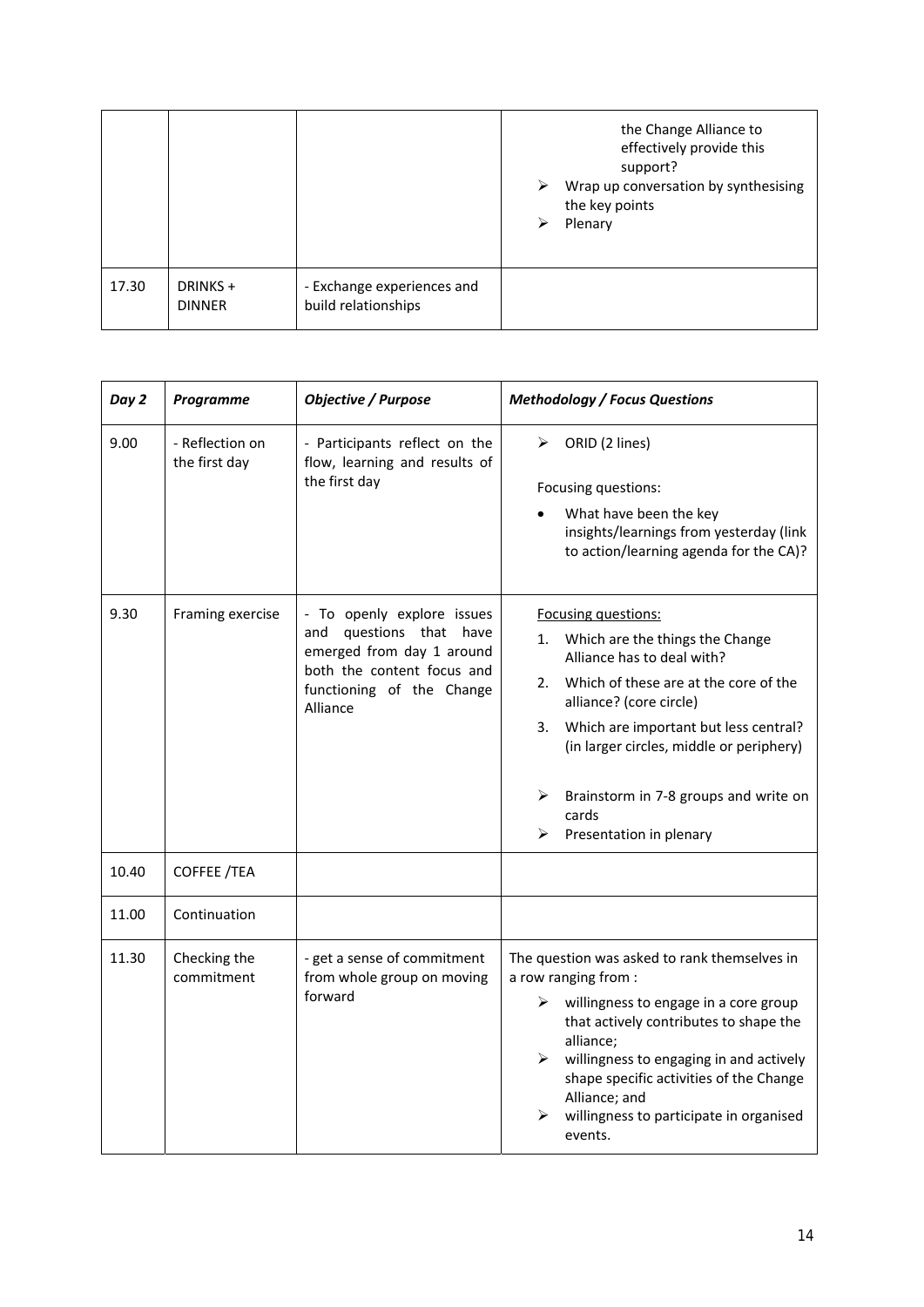| | | | |
|---|---|---|---|
| | | | the Change Alliance to effectively provide this support?<br>➢ Wrap up conversation by synthesising the key points<br>➢ Plenary |
| 17.30 | DRINKS + DINNER | - Exchange experiences and build relationships | |

| *Day 2* | *Programme* | *Objective / Purpose* | *Methodology / Focus Questions* |
|---|---|---|---|
| 9.00 | - Reflection on the first day | - Participants reflect on the flow, learning and results of the first day | ➢ ORID (2 lines)<br><br>Focusing questions:<br>• What have been the key insights/learnings from yesterday (link to action/learning agenda for the CA)? |
| 9.30 | Framing exercise | - To openly explore issues and questions that have emerged from day 1 around both the content focus and functioning of the Change Alliance | Focusing questions:<br>1. Which are the things the Change Alliance has to deal with?<br>2. Which of these are at the core of the alliance? (core circle)<br>3. Which are important but less central? (in larger circles, middle or periphery)<br><br>➢ Brainstorm in 7-8 groups and write on cards<br>➢ Presentation in plenary |
| 10.40 | COFFEE /TEA | | |
| 11.00 | Continuation | | |
| 11.30 | Checking the commitment | - get a sense of commitment from whole group on moving forward | The question was asked to rank themselves in a row ranging from :<br>➢ willingness to engage in a core group that actively contributes to shape the alliance;<br>➢ willingness to engaging in and actively shape specific activities of the Change Alliance; and<br>➢ willingness to participate in organised events. |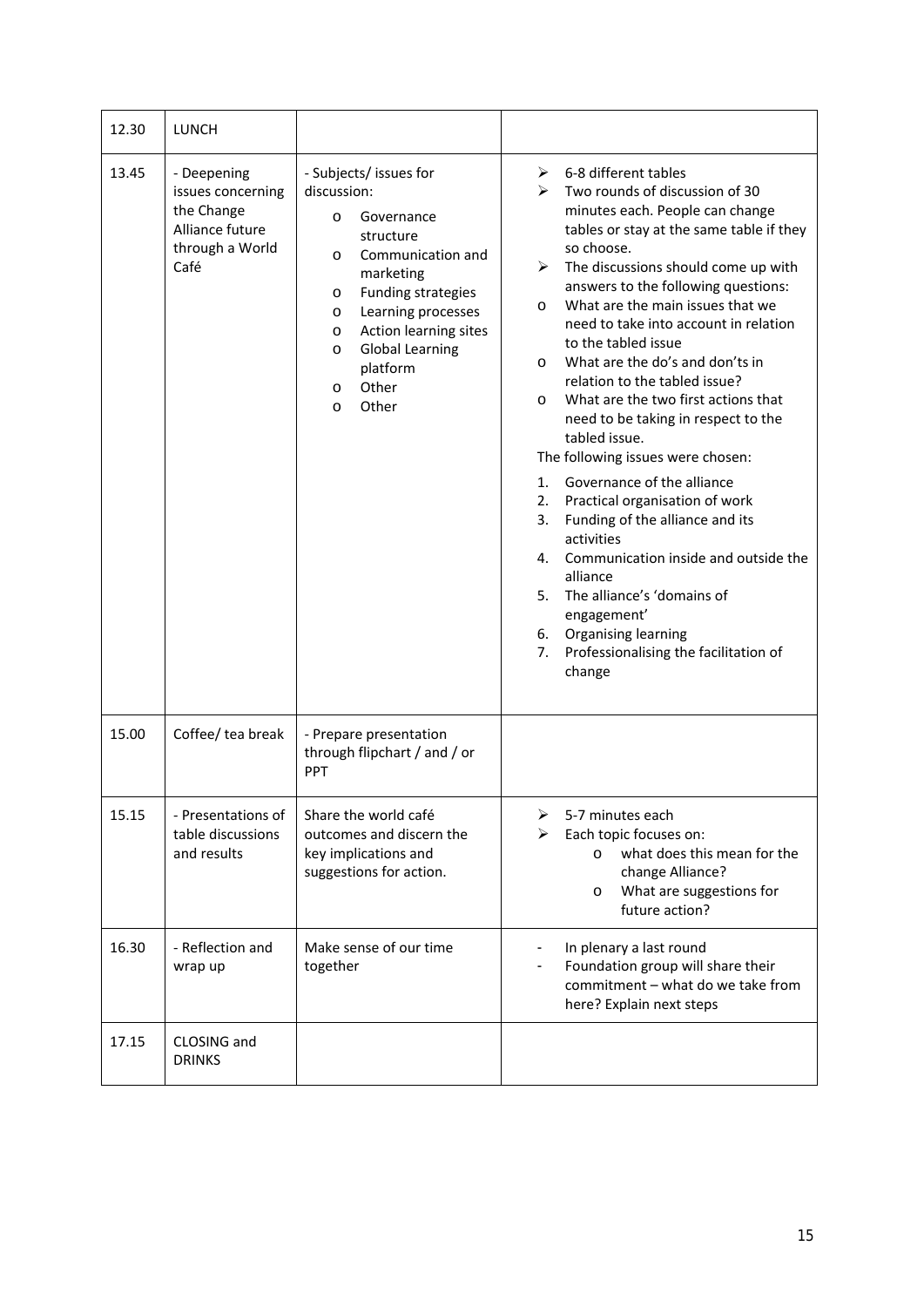| | | | |
|---|---|---|---|
| 12.30 | LUNCH | | |
| 13.45 | - Deepening issues concerning the Change Alliance future through a World Café | - Subjects/ issues for discussion:<br>o Governance structure<br>o Communication and marketing<br>o Funding strategies<br>o Learning processes<br>o Action learning sites<br>o Global Learning platform<br>o Other<br>o Other | ➢ 6-8 different tables<br>➢ Two rounds of discussion of 30 minutes each. People can change tables or stay at the same table if they so choose.<br>➢ The discussions should come up with answers to the following questions:<br>o What are the main issues that we need to take into account in relation to the tabled issue<br>o What are the do's and don'ts in relation to the tabled issue?<br>o What are the two first actions that need to be taking in respect to the tabled issue.<br>The following issues were chosen:<br>1. Governance of the alliance<br>2. Practical organisation of work<br>3. Funding of the alliance and its activities<br>4. Communication inside and outside the alliance<br>5. The alliance's 'domains of engagement'<br>6. Organising learning<br>7. Professionalising the facilitation of change |
| 15.00 | Coffee/ tea break | - Prepare presentation through flipchart / and / or PPT | |
| 15.15 | - Presentations of table discussions and results | Share the world café outcomes and discern the key implications and suggestions for action. | ➢ 5-7 minutes each<br>➢ Each topic focuses on:<br>o what does this mean for the change Alliance?<br>o What are suggestions for future action? |
| 16.30 | - Reflection and wrap up | Make sense of our time together | - In plenary a last round<br>- Foundation group will share their commitment – what do we take from here? Explain next steps |
| 17.15 | CLOSING and DRINKS | | |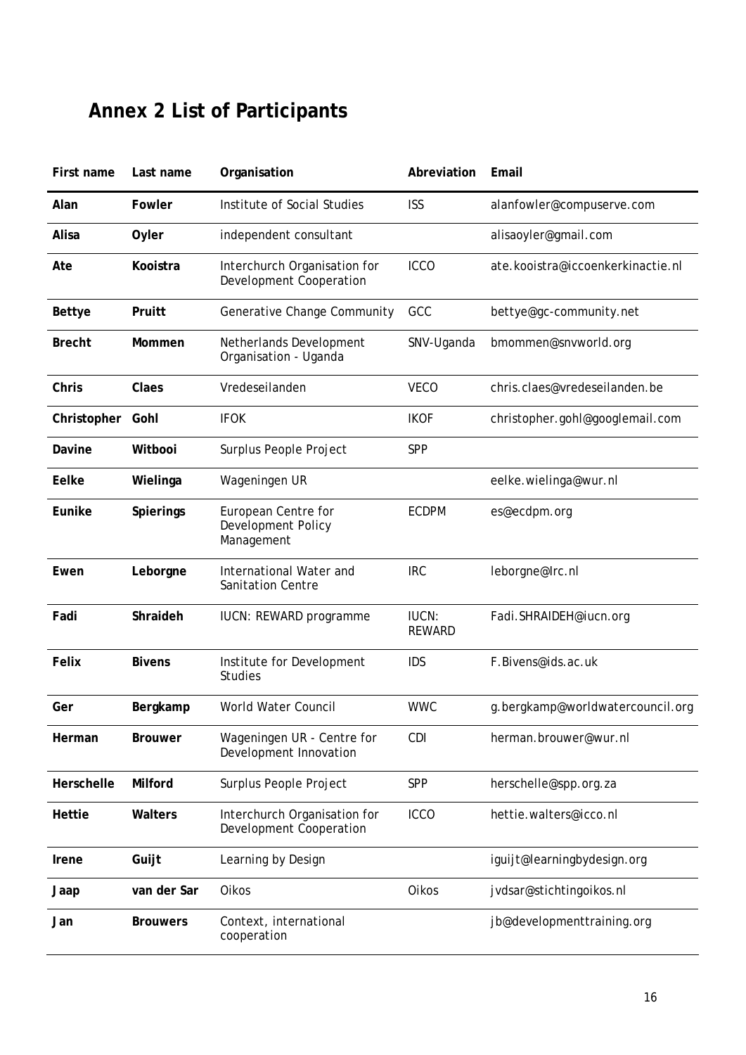# Annex 2 List of Participants

| First name | Last name | Organisation | Abreviation | Email |
|---|---|---|---|---|
| **Alan** | **Fowler** | Institute of Social Studies | ISS | alanfowler@compuserve.com |
| **Alisa** | **Oyler** | independent consultant | | alisaoyler@gmail.com |
| **Ate** | **Kooistra** | Interchurch Organisation for Development Cooperation | ICCO | ate.kooistra@iccoenkerkinactie.nl |
| **Bettye** | **Pruitt** | Generative Change Community | GCC | bettye@gc-community.net |
| **Brecht** | **Mommen** | Netherlands Development Organisation - Uganda | SNV-Uganda | bmommen@snvworld.org |
| **Chris** | **Claes** | Vredeseilanden | VECO | chris.claes@vredeseilanden.be |
| **Christopher** | **Gohl** | IFOK | IKOF | christopher.gohl@googlemail.com |
| **Davine** | **Witbooi** | Surplus People Project | SPP | |
| **Eelke** | **Wielinga** | Wageningen UR | | eelke.wielinga@wur.nl |
| **Eunike** | **Spierings** | European Centre for Development Policy Management | ECDPM | es@ecdpm.org |
| **Ewen** | **Leborgne** | International Water and Sanitation Centre | IRC | leborgne@Irc.nl |
| **Fadi** | **Shraideh** | IUCN: REWARD programme | IUCN: REWARD | Fadi.SHRAIDEH@iucn.org |
| **Felix** | **Bivens** | Institute for Development Studies | IDS | F.Bivens@ids.ac.uk |
| **Ger** | **Bergkamp** | World Water Council | WWC | g.bergkamp@worldwatercouncil.org |
| **Herman** | **Brouwer** | Wageningen UR - Centre for Development Innovation | CDI | herman.brouwer@wur.nl |
| **Herschelle** | **Milford** | Surplus People Project | SPP | herschelle@spp.org.za |
| **Hettie** | **Walters** | Interchurch Organisation for Development Cooperation | ICCO | hettie.walters@icco.nl |
| **Irene** | **Guijt** | Learning by Design | | iguijt@learningbydesign.org |
| **Jaap** | **van der Sar** | Oikos | Oikos | jvdsar@stichtingoikos.nl |
| **Jan** | **Brouwers** | Context, international cooperation | | jb@developmenttraining.org |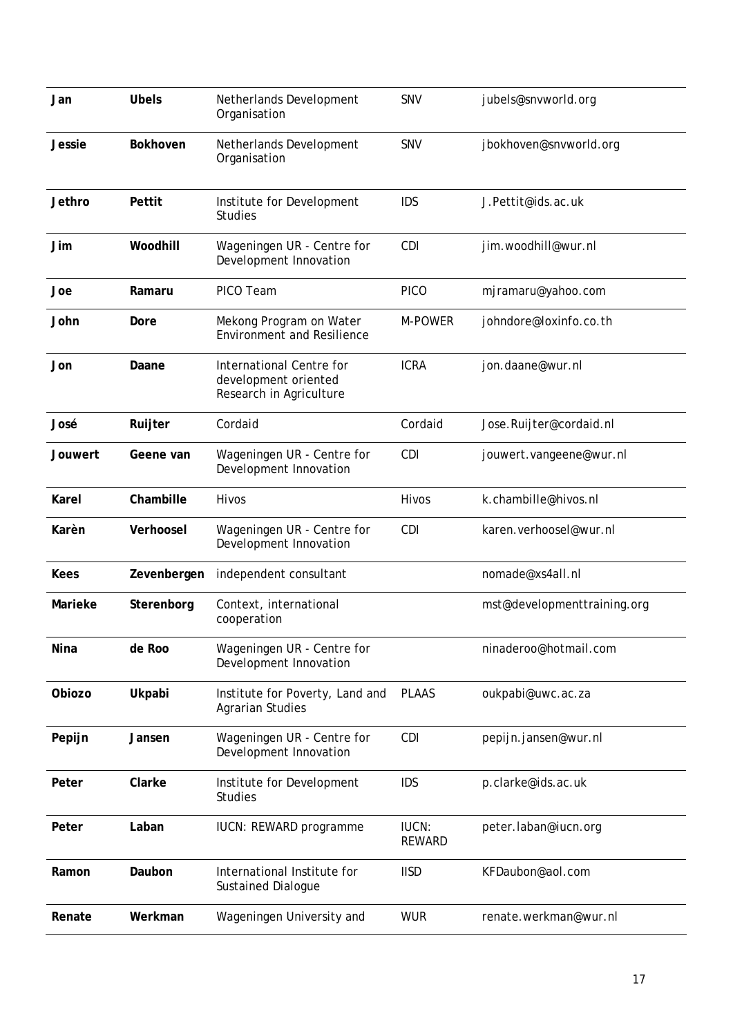| | | | | |
|---|---|---|---|---|
| **Jan** | **Ubels** | Netherlands Development Organisation | SNV | jubels@snvworld.org |
| **Jessie** | **Bokhoven** | Netherlands Development Organisation | SNV | jbokhoven@snvworld.org |
| **Jethro** | **Pettit** | Institute for Development Studies | IDS | J.Pettit@ids.ac.uk |
| **Jim** | **Woodhill** | Wageningen UR - Centre for Development Innovation | CDI | jim.woodhill@wur.nl |
| **Joe** | **Ramaru** | PICO Team | PICO | mjramaru@yahoo.com |
| **John** | **Dore** | Mekong Program on Water Environment and Resilience | M-POWER | johndore@loxinfo.co.th |
| **Jon** | **Daane** | International Centre for development oriented Research in Agriculture | ICRA | jon.daane@wur.nl |
| **José** | **Ruijter** | Cordaid | Cordaid | Jose.Ruijter@cordaid.nl |
| **Jouwert** | **Geene van** | Wageningen UR - Centre for Development Innovation | CDI | jouwert.vangeene@wur.nl |
| **Karel** | **Chambille** | Hivos | Hivos | k.chambille@hivos.nl |
| **Karèn** | **Verhoosel** | Wageningen UR - Centre for Development Innovation | CDI | karen.verhoosel@wur.nl |
| **Kees** | **Zevenbergen** | independent consultant | | nomade@xs4all.nl |
| **Marieke** | **Sterenborg** | Context, international cooperation | | mst@developmenttraining.org |
| **Nina** | **de Roo** | Wageningen UR - Centre for Development Innovation | | ninaderoo@hotmail.com |
| **Obiozo** | **Ukpabi** | Institute for Poverty, Land and Agrarian Studies | PLAAS | oukpabi@uwc.ac.za |
| **Pepijn** | **Jansen** | Wageningen UR - Centre for Development Innovation | CDI | pepijn.jansen@wur.nl |
| **Peter** | **Clarke** | Institute for Development Studies | IDS | p.clarke@ids.ac.uk |
| **Peter** | **Laban** | IUCN: REWARD programme | IUCN: REWARD | peter.laban@iucn.org |
| **Ramon** | **Daubon** | International Institute for Sustained Dialogue | IISD | KFDaubon@aol.com |
| **Renate** | **Werkman** | Wageningen University and | WUR | renate.werkman@wur.nl |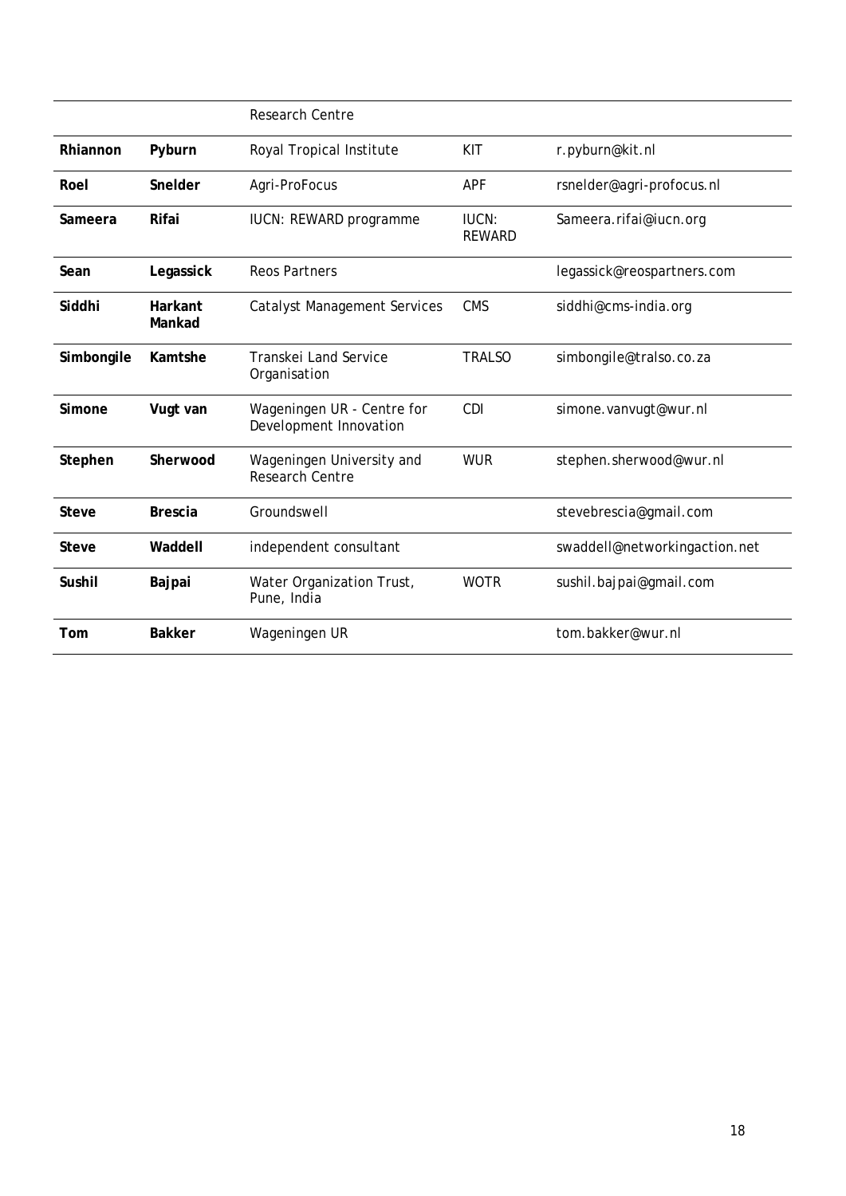| | | | | |
|---|---|---|---|---|
| | | Research Centre | | |
| **Rhiannon** | **Pyburn** | Royal Tropical Institute | KIT | r.pyburn@kit.nl |
| **Roel** | **Snelder** | Agri-ProFocus | APF | rsnelder@agri-profocus.nl |
| **Sameera** | **Rifai** | IUCN: REWARD programme | IUCN: REWARD | Sameera.rifai@iucn.org |
| **Sean** | **Legassick** | Reos Partners | | legassick@reospartners.com |
| **Siddhi** | **Harkant Mankad** | Catalyst Management Services | CMS | siddhi@cms-india.org |
| **Simbongile** | **Kamtshe** | Transkei Land Service Organisation | TRALSO | simbongile@tralso.co.za |
| **Simone** | **Vugt van** | Wageningen UR - Centre for Development Innovation | CDI | simone.vanvugt@wur.nl |
| **Stephen** | **Sherwood** | Wageningen University and Research Centre | WUR | stephen.sherwood@wur.nl |
| **Steve** | **Brescia** | Groundswell | | stevebrescia@gmail.com |
| **Steve** | **Waddell** | independent consultant | | swaddell@networkingaction.net |
| **Sushil** | **Bajpai** | Water Organization Trust, Pune, India | WOTR | sushil.bajpai@gmail.com |
| **Tom** | **Bakker** | Wageningen UR | | tom.bakker@wur.nl |